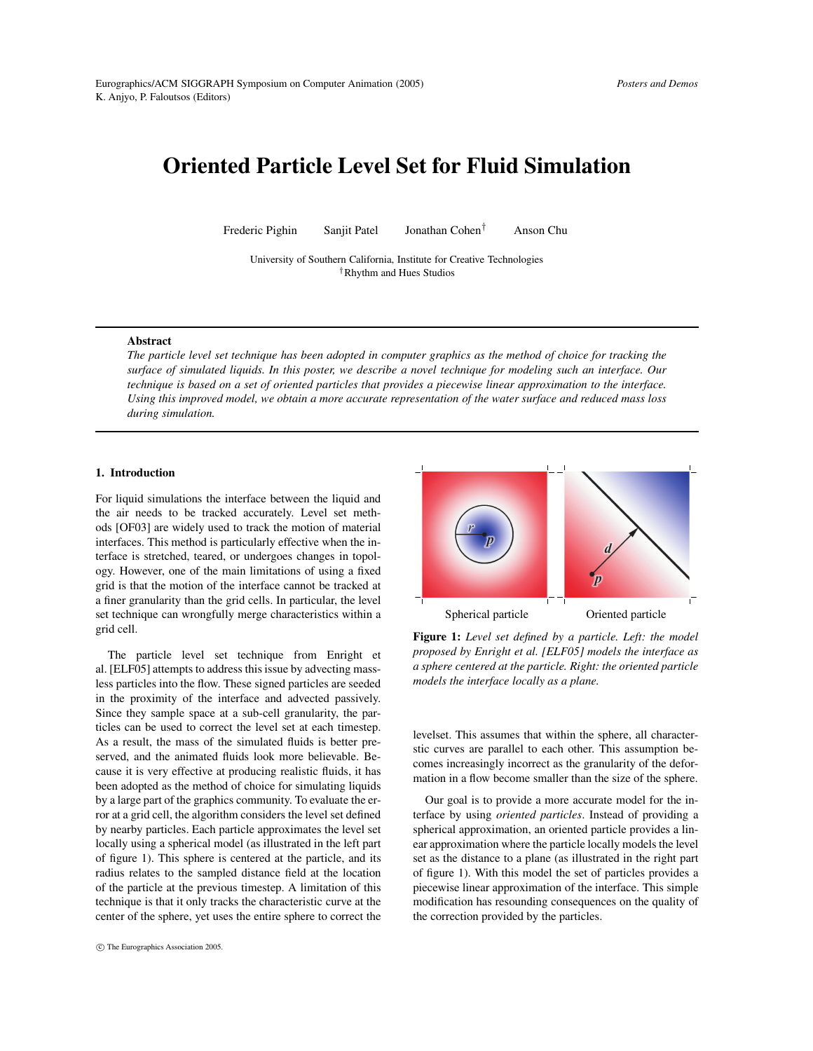# Oriented Particle Level Set for Fluid Simulation

Frederic Pighin  Sanjit Patel  Jonathan Cohen[†]  Anson Chu

University of Southern California, Institute for Creative Technologies
[†]Rhythm and Hues Studios

**Abstract**

*The particle level set technique has been adopted in computer graphics as the method of choice for tracking the surface of simulated liquids. In this poster, we describe a novel technique for modeling such an interface. Our technique is based on a set of oriented particles that provides a piecewise linear approximation to the interface. Using this improved model, we obtain a more accurate representation of the water surface and reduced mass loss during simulation.*

## 1. Introduction

For liquid simulations the interface between the liquid and the air needs to be tracked accurately. Level set methods [OF03] are widely used to track the motion of material interfaces. This method is particularly effective when the interface is stretched, teared, or undergoes changes in topology. However, one of the main limitations of using a fixed grid is that the motion of the interface cannot be tracked at a finer granularity than the grid cells. In particular, the level set technique can wrongfully merge characteristics within a grid cell.

The particle level set technique from Enright et al. [ELF05] attempts to address this issue by advecting massless particles into the flow. These signed particles are seeded in the proximity of the interface and advected passively. Since they sample space at a sub-cell granularity, the particles can be used to correct the level set at each timestep. As a result, the mass of the simulated fluids is better preserved, and the animated fluids look more believable. Because it is very effective at producing realistic fluids, it has been adopted as the method of choice for simulating liquids by a large part of the graphics community. To evaluate the error at a grid cell, the algorithm considers the level set defined by nearby particles. Each particle approximates the level set locally using a spherical model (as illustrated in the left part of figure 1). This sphere is centered at the particle, and its radius relates to the sampled distance field at the location of the particle at the previous timestep. A limitation of this technique is that it only tracks the characteristic curve at the center of the sphere, yet uses the entire sphere to correct the levelset. This assumes that within the sphere, all characterstic curves are parallel to each other. This assumption becomes increasingly incorrect as the granularity of the deformation in a flow become smaller than the size of the sphere.

Spherical particle  Oriented particle

**Figure 1:** *Level set defined by a particle. Left: the model proposed by Enright et al. [ELF05] models the interface as a sphere centered at the particle. Right: the oriented particle models the interface locally as a plane.*

Our goal is to provide a more accurate model for the interface by using *oriented particles*. Instead of providing a spherical approximation, an oriented particle provides a linear approximation where the particle locally models the level set as the distance to a plane (as illustrated in the right part of figure 1). With this model the set of particles provides a piecewise linear approximation of the interface. This simple modification has resounding consequences on the quality of the correction provided by the particles.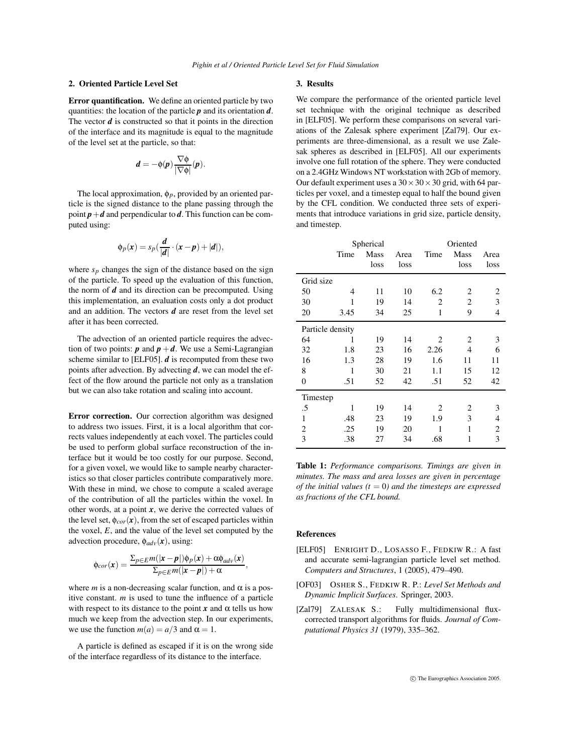## 2. Oriented Particle Level Set

**Error quantification.** We define an oriented particle by two quantities: the location of the particle $\boldsymbol{p}$ and its orientation $\boldsymbol{d}$. The vector $\boldsymbol{d}$ is constructed so that it points in the direction of the interface and its magnitude is equal to the magnitude of the level set at the particle, so that:

$$\boldsymbol{d} = -\phi(\boldsymbol{p})\frac{\nabla\phi}{|\nabla\phi|}(\boldsymbol{p}).$$

The local approximation, $\phi_p$, provided by an oriented particle is the signed distance to the plane passing through the point $\boldsymbol{p}+\boldsymbol{d}$ and perpendicular to $\boldsymbol{d}$. This function can be computed using:

$$\phi_p(\boldsymbol{x}) = s_p\left(\frac{\boldsymbol{d}}{|\boldsymbol{d}|}\cdot(\boldsymbol{x}-\boldsymbol{p}) + |\boldsymbol{d}|\right),$$

where $s_p$ changes the sign of the distance based on the sign of the particle. To speed up the evaluation of this function, the norm of $\boldsymbol{d}$ and its direction can be precomputed. Using this implementation, an evaluation costs only a dot product and an addition. The vectors $\boldsymbol{d}$ are reset from the level set after it has been corrected.

The advection of an oriented particle requires the advection of two points: $\boldsymbol{p}$ and $\boldsymbol{p}+\boldsymbol{d}$. We use a Semi-Lagrangian scheme similar to [ELF05]. $\boldsymbol{d}$ is recomputed from these two points after advection. By advecting $\boldsymbol{d}$, we can model the effect of the flow around the particle not only as a translation but we can also take rotation and scaling into account.

**Error correction.** Our correction algorithm was designed to address two issues. First, it is a local algorithm that corrects values independently at each voxel. The particles could be used to perform global surface reconstruction of the interface but it would be too costly for our purpose. Second, for a given voxel, we would like to sample nearby characteristics so that closer particles contribute comparatively more. With these in mind, we chose to compute a scaled average of the contribution of all the particles within the voxel. In other words, at a point $\boldsymbol{x}$, we derive the corrected values of the level set, $\phi_{cor}(\boldsymbol{x})$, from the set of escaped particles within the voxel, $E$, and the value of the level set computed by the advection procedure, $\phi_{adv}(\boldsymbol{x})$, using:

$$\phi_{cor}(\boldsymbol{x}) = \frac{\Sigma_{p\in E}m(|\boldsymbol{x}-\boldsymbol{p}|)\phi_p(\boldsymbol{x}) + \alpha\phi_{adv}(\boldsymbol{x})}{\Sigma_{p\in E}m(|\boldsymbol{x}-\boldsymbol{p}|)+\alpha},$$

where $m$ is a non-decreasing scalar function, and $\alpha$ is a positive constant. $m$ is used to tune the influence of a particle with respect to its distance to the point $\boldsymbol{x}$ and $\alpha$ tells us how much we keep from the advection step. In our experiments, we use the function $m(a) = a/3$ and $\alpha = 1$.

A particle is defined as escaped if it is on the wrong side of the interface regardless of its distance to the interface.

## 3. Results

We compare the performance of the oriented particle level set technique with the original technique as described in [ELF05]. We perform these comparisons on several variations of the Zalesak sphere experiment [Zal79]. Our experiments are three-dimensional, as a result we use Zalesak spheres as described in [ELF05]. All our experiments involve one full rotation of the sphere. They were conducted on a 2.4GHz Windows NT workstation with 2Gb of memory. Our default experiment uses a $30\times30\times30$ grid, with 64 particles per voxel, and a timestep equal to half the bound given by the CFL condition. We conducted three sets of experiments that introduce variations in grid size, particle density, and timestep.

| | Spherical | | | Oriented | | |
|---|---|---|---|---|---|---|
| | Time | Mass loss | Area loss | Time | Mass loss | Area loss |
| Grid size | | | | | | |
| 50 | 4 | 11 | 10 | 6.2 | 2 | 2 |
| 30 | 1 | 19 | 14 | 2 | 2 | 3 |
| 20 | 3.45 | 34 | 25 | 1 | 9 | 4 |
| Particle density | | | | | | |
| 64 | 1 | 19 | 14 | 2 | 2 | 3 |
| 32 | 1.8 | 23 | 16 | 2.26 | 4 | 6 |
| 16 | 1.3 | 28 | 19 | 1.6 | 11 | 11 |
| 8 | 1 | 30 | 21 | 1.1 | 15 | 12 |
| 0 | .51 | 52 | 42 | .51 | 52 | 42 |
| Timestep | | | | | | |
| .5 | 1 | 19 | 14 | 2 | 2 | 3 |
| 1 | .48 | 23 | 19 | 1.9 | 3 | 4 |
| 2 | .25 | 19 | 20 | 1 | 1 | 2 |
| 3 | .38 | 27 | 34 | .68 | 1 | 3 |

**Table 1:** *Performance comparisons. Timings are given in minutes. The mass and area losses are given in percentage of the initial values ($t = 0$) and the timesteps are expressed as fractions of the CFL bound.*

## References

[ELF05] Enright D., Losasso F., Fedkiw R.: A fast and accurate semi-lagrangian particle level set method. *Computers and Structures*, 1 (2005), 479–490.

[OF03] Osher S., Fedkiw R. P.: *Level Set Methods and Dynamic Implicit Surfaces.* Springer, 2003.

[Zal79] Zalesak S.: Fully multidimensional flux-corrected transport algorithms for fluids. *Journal of Computational Physics 31* (1979), 335–362.